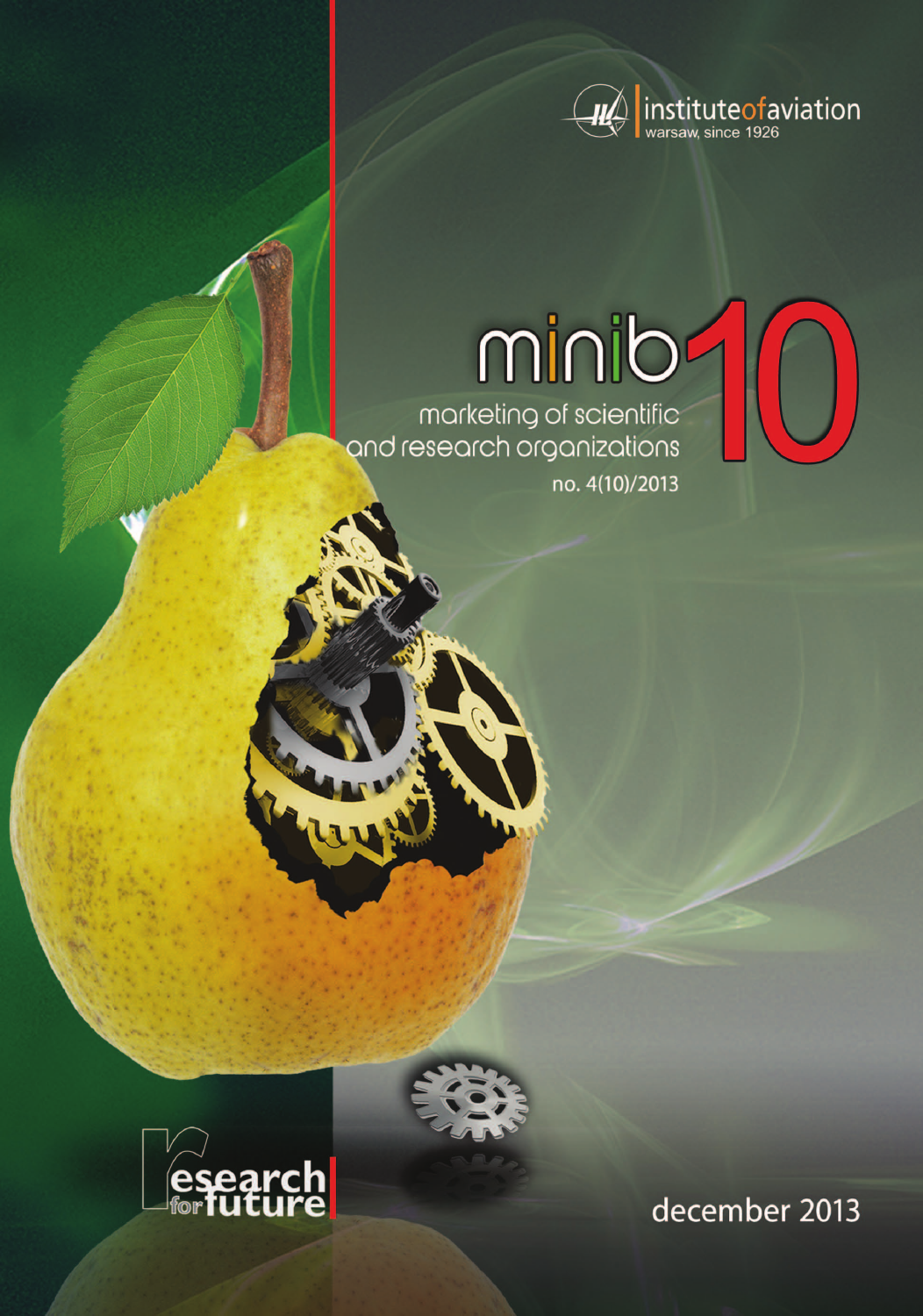institute of aviation
warsaw, since 1926

# minib 10

marketing of scientific and research organizations

no. 4(10)/2013

research for future

december 2013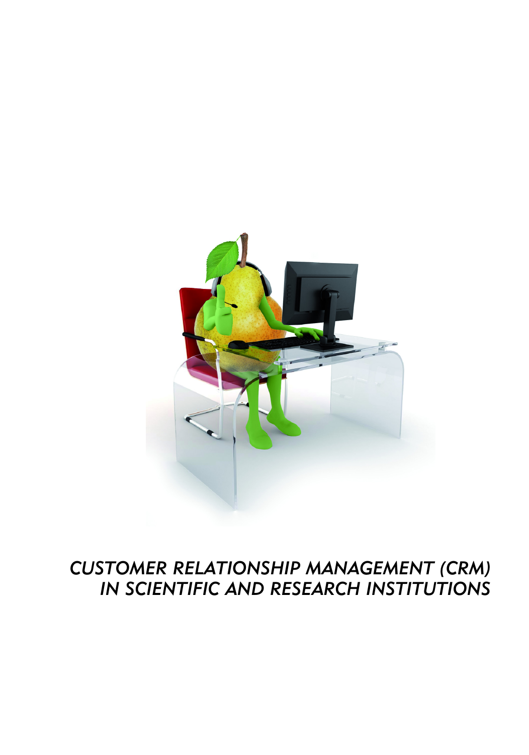*CUSTOMER RELATIONSHIP MANAGEMENT (CRM) IN SCIENTIFIC AND RESEARCH INSTITUTIONS*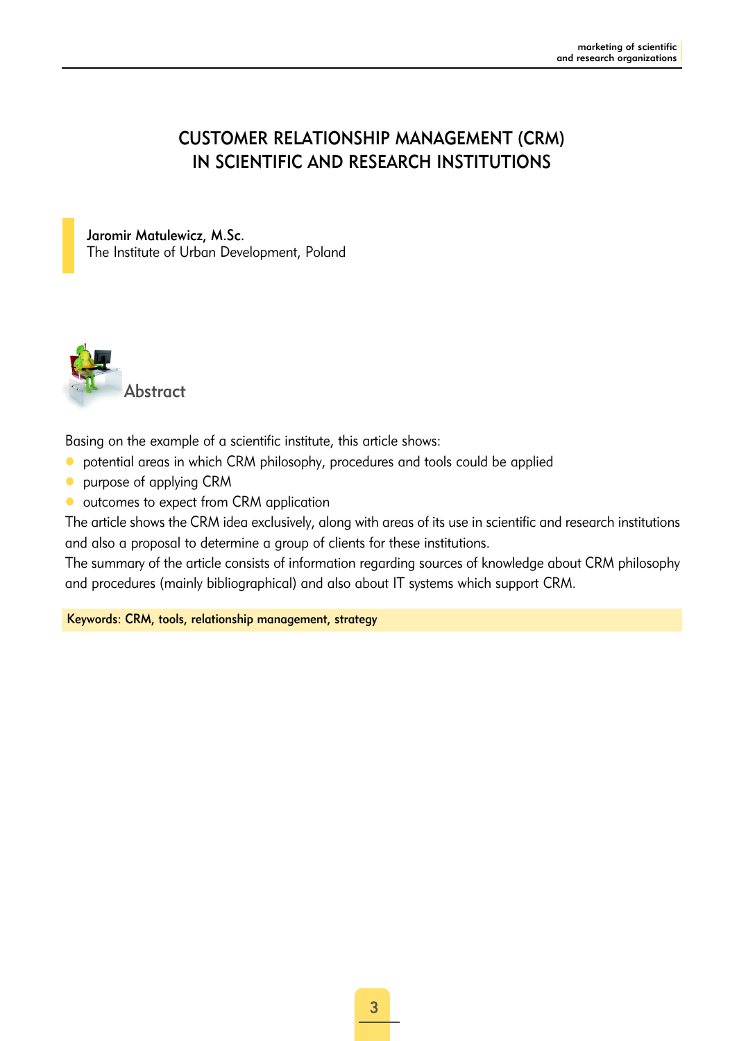# CUSTOMER RELATIONSHIP MANAGEMENT (CRM) IN SCIENTIFIC AND RESEARCH INSTITUTIONS

**Jaromir Matulewicz, M.Sc.**
The Institute of Urban Development, Poland

## Abstract

Basing on the example of a scientific institute, this article shows:

- potential areas in which CRM philosophy, procedures and tools could be applied
- purpose of applying CRM
- outcomes to expect from CRM application

The article shows the CRM idea exclusively, along with areas of its use in scientific and research institutions and also a proposal to determine a group of clients for these institutions.

The summary of the article consists of information regarding sources of knowledge about CRM philosophy and procedures (mainly bibliographical) and also about IT systems which support CRM.

**Keywords: CRM, tools, relationship management, strategy**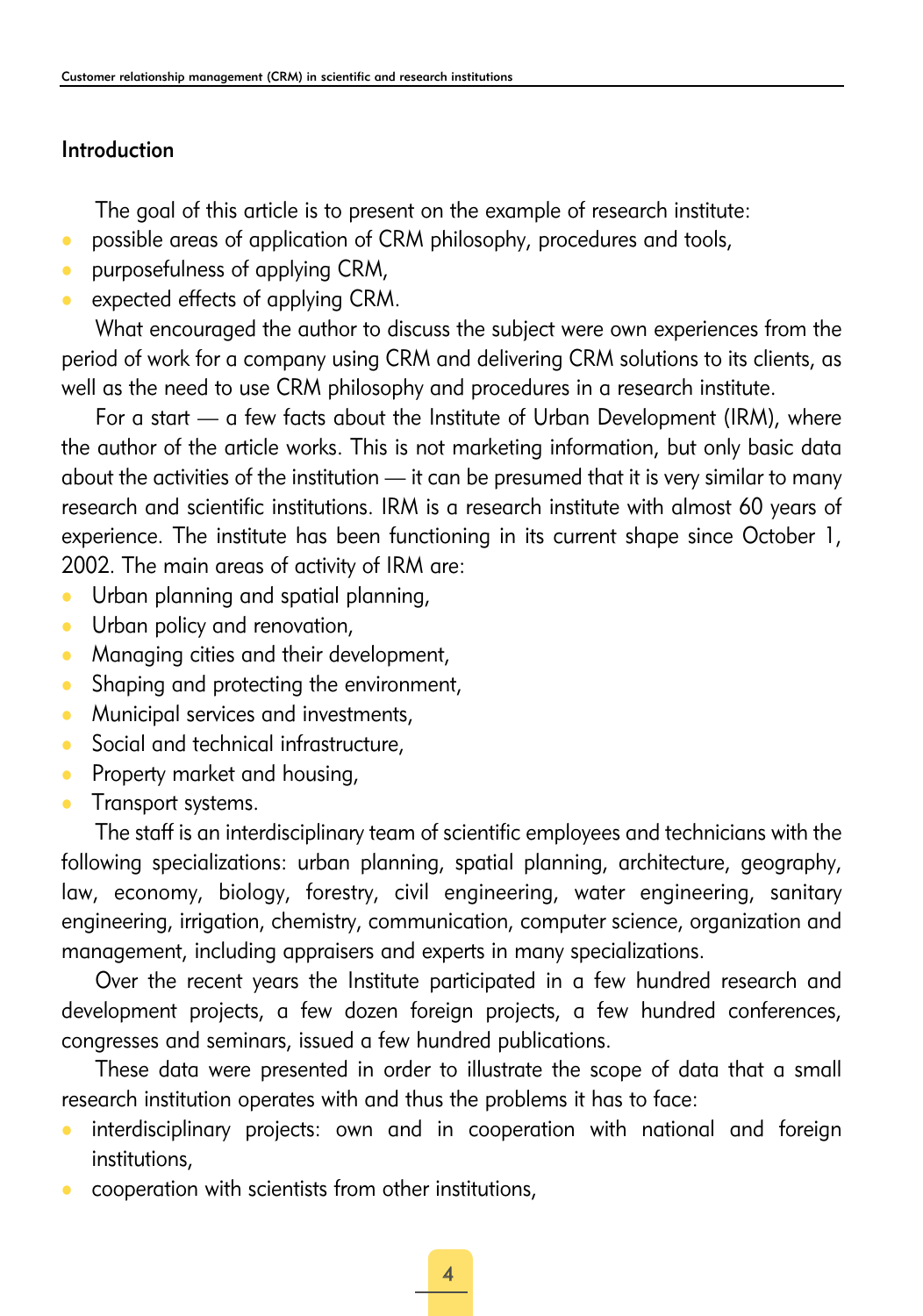## Introduction

The goal of this article is to present on the example of research institute:

- possible areas of application of CRM philosophy, procedures and tools,
- purposefulness of applying CRM,
- expected effects of applying CRM.

What encouraged the author to discuss the subject were own experiences from the period of work for a company using CRM and delivering CRM solutions to its clients, as well as the need to use CRM philosophy and procedures in a research institute.

For a start — a few facts about the Institute of Urban Development (IRM), where the author of the article works. This is not marketing information, but only basic data about the activities of the institution — it can be presumed that it is very similar to many research and scientific institutions. IRM is a research institute with almost 60 years of experience. The institute has been functioning in its current shape since October 1, 2002. The main areas of activity of IRM are:

- Urban planning and spatial planning,
- Urban policy and renovation,
- Managing cities and their development,
- Shaping and protecting the environment,
- Municipal services and investments,
- Social and technical infrastructure,
- Property market and housing,
- Transport systems.

The staff is an interdisciplinary team of scientific employees and technicians with the following specializations: urban planning, spatial planning, architecture, geography, law, economy, biology, forestry, civil engineering, water engineering, sanitary engineering, irrigation, chemistry, communication, computer science, organization and management, including appraisers and experts in many specializations.

Over the recent years the Institute participated in a few hundred research and development projects, a few dozen foreign projects, a few hundred conferences, congresses and seminars, issued a few hundred publications.

These data were presented in order to illustrate the scope of data that a small research institution operates with and thus the problems it has to face:

- interdisciplinary projects: own and in cooperation with national and foreign institutions,
- cooperation with scientists from other institutions,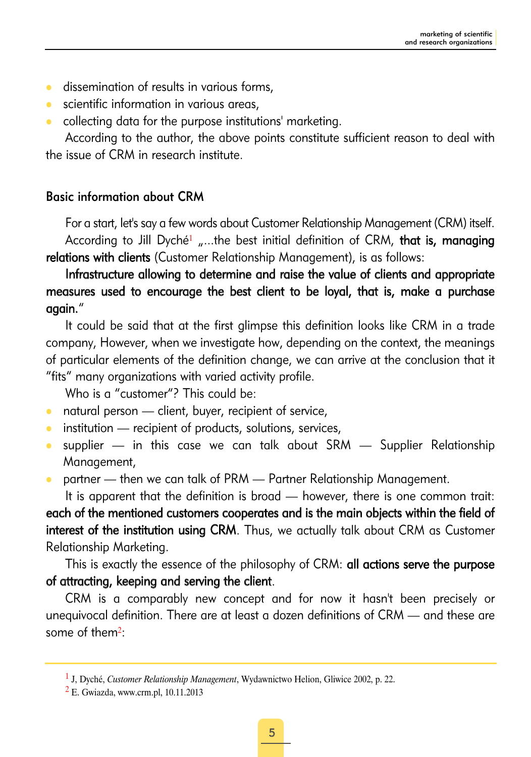- dissemination of results in various forms,
- scientific information in various areas,
- collecting data for the purpose institutions' marketing.

According to the author, the above points constitute sufficient reason to deal with the issue of CRM in research institute.

## Basic information about CRM

For a start, let's say a few words about Customer Relationship Management (CRM) itself.

According to Jill Dyché[1] „...the best initial definition of CRM, **that is, managing relations with clients** (Customer Relationship Management), is as follows:

**Infrastructure allowing to determine and raise the value of clients and appropriate measures used to encourage the best client to be loyal, that is, make a purchase again.**"

It could be said that at the first glimpse this definition looks like CRM in a trade company, However, when we investigate how, depending on the context, the meanings of particular elements of the definition change, we can arrive at the conclusion that it "fits" many organizations with varied activity profile.

Who is a "customer"? This could be:

- natural person — client, buyer, recipient of service,
- institution — recipient of products, solutions, services,
- supplier — in this case we can talk about SRM — Supplier Relationship Management,
- partner — then we can talk of PRM — Partner Relationship Management.

It is apparent that the definition is broad — however, there is one common trait: **each of the mentioned customers cooperates and is the main objects within the field of interest of the institution using CRM**. Thus, we actually talk about CRM as Customer Relationship Marketing.

This is exactly the essence of the philosophy of CRM: **all actions serve the purpose of attracting, keeping and serving the client**.

CRM is a comparably new concept and for now it hasn't been precisely or unequivocal definition. There are at least a dozen definitions of CRM — and these are some of them[2]:

---

[1] J, Dyché, *Customer Relationship Management*, Wydawnictwo Helion, Gliwice 2002, p. 22.

[2] E. Gwiazda, www.crm.pl, 10.11.2013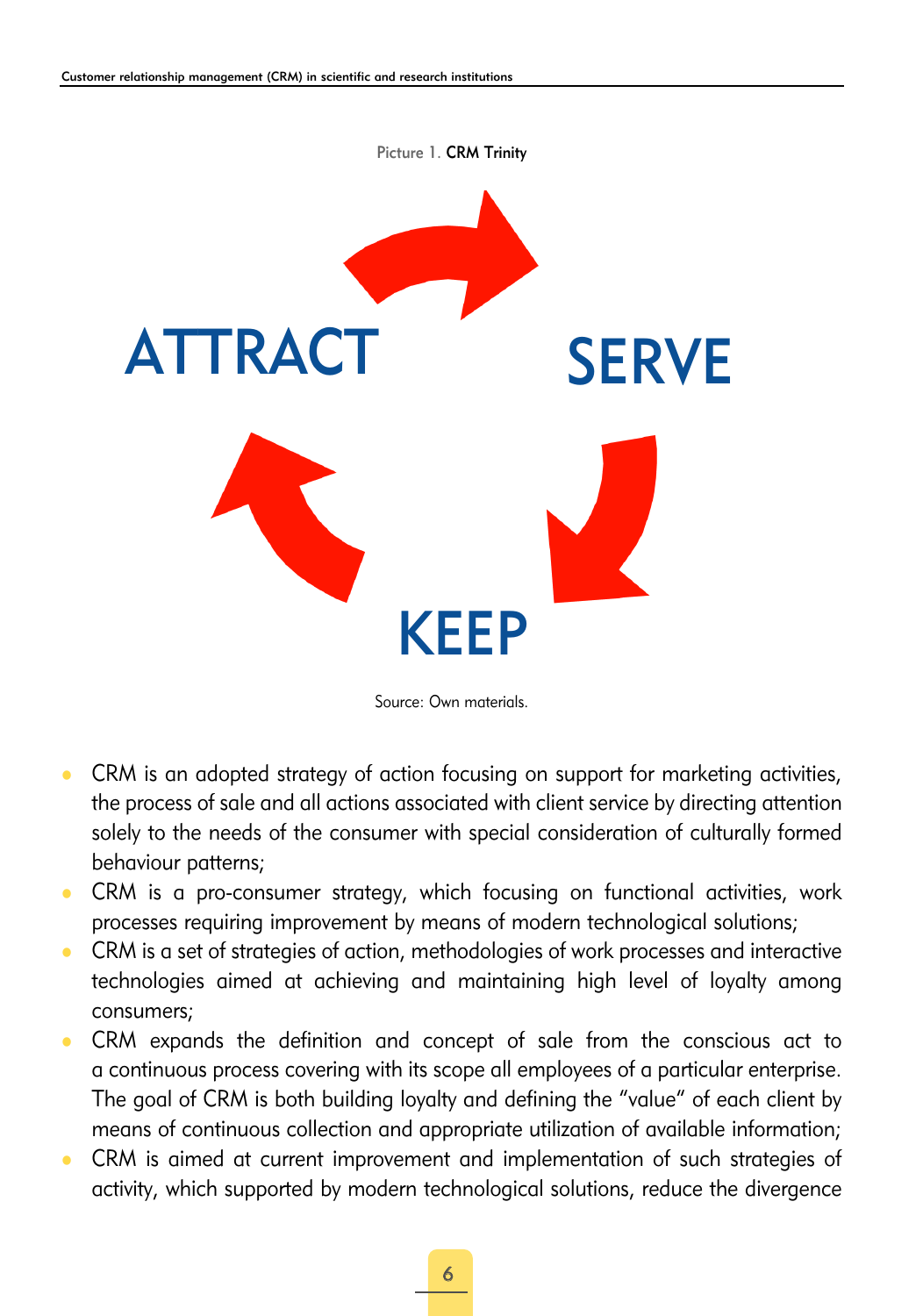Picture 1. **CRM Trinity**

ATTRACT

SERVE

KEEP

Source: Own materials.

- CRM is an adopted strategy of action focusing on support for marketing activities, the process of sale and all actions associated with client service by directing attention solely to the needs of the consumer with special consideration of culturally formed behaviour patterns;
- CRM is a pro-consumer strategy, which focusing on functional activities, work processes requiring improvement by means of modern technological solutions;
- CRM is a set of strategies of action, methodologies of work processes and interactive technologies aimed at achieving and maintaining high level of loyalty among consumers;
- CRM expands the definition and concept of sale from the conscious act to a continuous process covering with its scope all employees of a particular enterprise. The goal of CRM is both building loyalty and defining the "value" of each client by means of continuous collection and appropriate utilization of available information;
- CRM is aimed at current improvement and implementation of such strategies of activity, which supported by modern technological solutions, reduce the divergence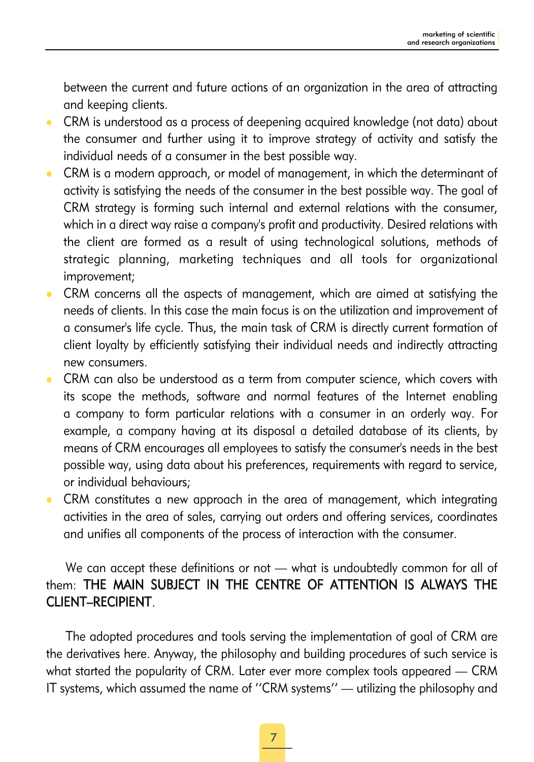between the current and future actions of an organization in the area of attracting and keeping clients.

- CRM is understood as a process of deepening acquired knowledge (not data) about the consumer and further using it to improve strategy of activity and satisfy the individual needs of a consumer in the best possible way.
- CRM is a modern approach, or model of management, in which the determinant of activity is satisfying the needs of the consumer in the best possible way. The goal of CRM strategy is forming such internal and external relations with the consumer, which in a direct way raise a company's profit and productivity. Desired relations with the client are formed as a result of using technological solutions, methods of strategic planning, marketing techniques and all tools for organizational improvement;
- CRM concerns all the aspects of management, which are aimed at satisfying the needs of clients. In this case the main focus is on the utilization and improvement of a consumer's life cycle. Thus, the main task of CRM is directly current formation of client loyalty by efficiently satisfying their individual needs and indirectly attracting new consumers.
- CRM can also be understood as a term from computer science, which covers with its scope the methods, software and normal features of the Internet enabling a company to form particular relations with a consumer in an orderly way. For example, a company having at its disposal a detailed database of its clients, by means of CRM encourages all employees to satisfy the consumer's needs in the best possible way, using data about his preferences, requirements with regard to service, or individual behaviours;
- CRM constitutes a new approach in the area of management, which integrating activities in the area of sales, carrying out orders and offering services, coordinates and unifies all components of the process of interaction with the consumer.

We can accept these definitions or not — what is undoubtedly common for all of them: THE MAIN SUBJECT IN THE CENTRE OF ATTENTION IS ALWAYS THE CLIENT–RECIPIENT.

The adopted procedures and tools serving the implementation of goal of CRM are the derivatives here. Anyway, the philosophy and building procedures of such service is what started the popularity of CRM. Later ever more complex tools appeared — CRM IT systems, which assumed the name of ''CRM systems'' — utilizing the philosophy and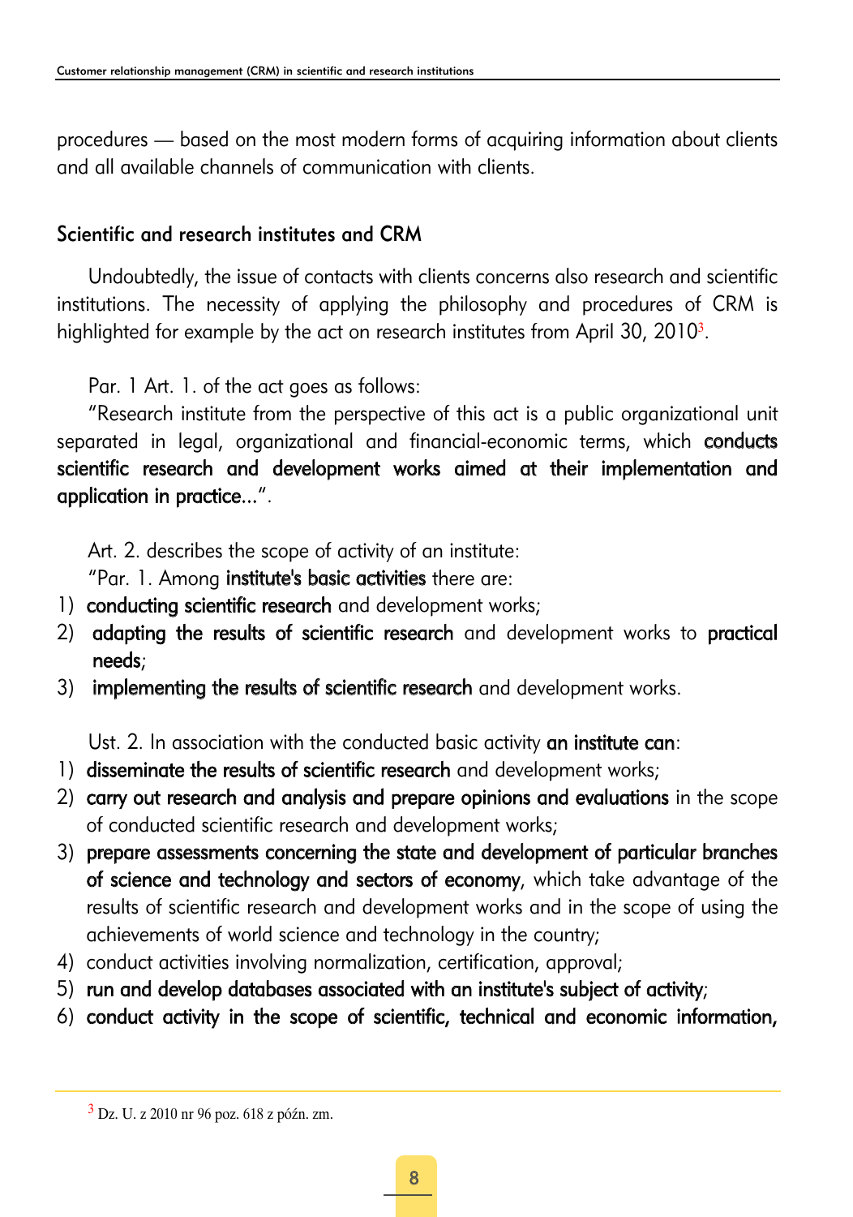procedures — based on the most modern forms of acquiring information about clients and all available channels of communication with clients.

## Scientific and research institutes and CRM

Undoubtedly, the issue of contacts with clients concerns also research and scientific institutions. The necessity of applying the philosophy and procedures of CRM is highlighted for example by the act on research institutes from April 30, 2010[3].

Par. 1 Art. 1. of the act goes as follows:

"Research institute from the perspective of this act is a public organizational unit separated in legal, organizational and financial-economic terms, which **conducts scientific research and development works aimed at their implementation and application in practice...**".

Art. 2. describes the scope of activity of an institute:

"Par. 1. Among **institute's basic activities** there are:

1) **conducting scientific research** and development works;
2) **adapting the results of scientific research** and development works to **practical needs**;
3) **implementing the results of scientific research** and development works.

Ust. 2. In association with the conducted basic activity **an institute can**:

1) **disseminate the results of scientific research** and development works;
2) **carry out research and analysis and prepare opinions and evaluations** in the scope of conducted scientific research and development works;
3) **prepare assessments concerning the state and development of particular branches of science and technology and sectors of economy**, which take advantage of the results of scientific research and development works and in the scope of using the achievements of world science and technology in the country;
4) conduct activities involving normalization, certification, approval;
5) **run and develop databases associated with an institute's subject of activity**;
6) **conduct activity in the scope of scientific, technical and economic information,**

---

[3] Dz. U. z 2010 nr 96 poz. 618 z późn. zm.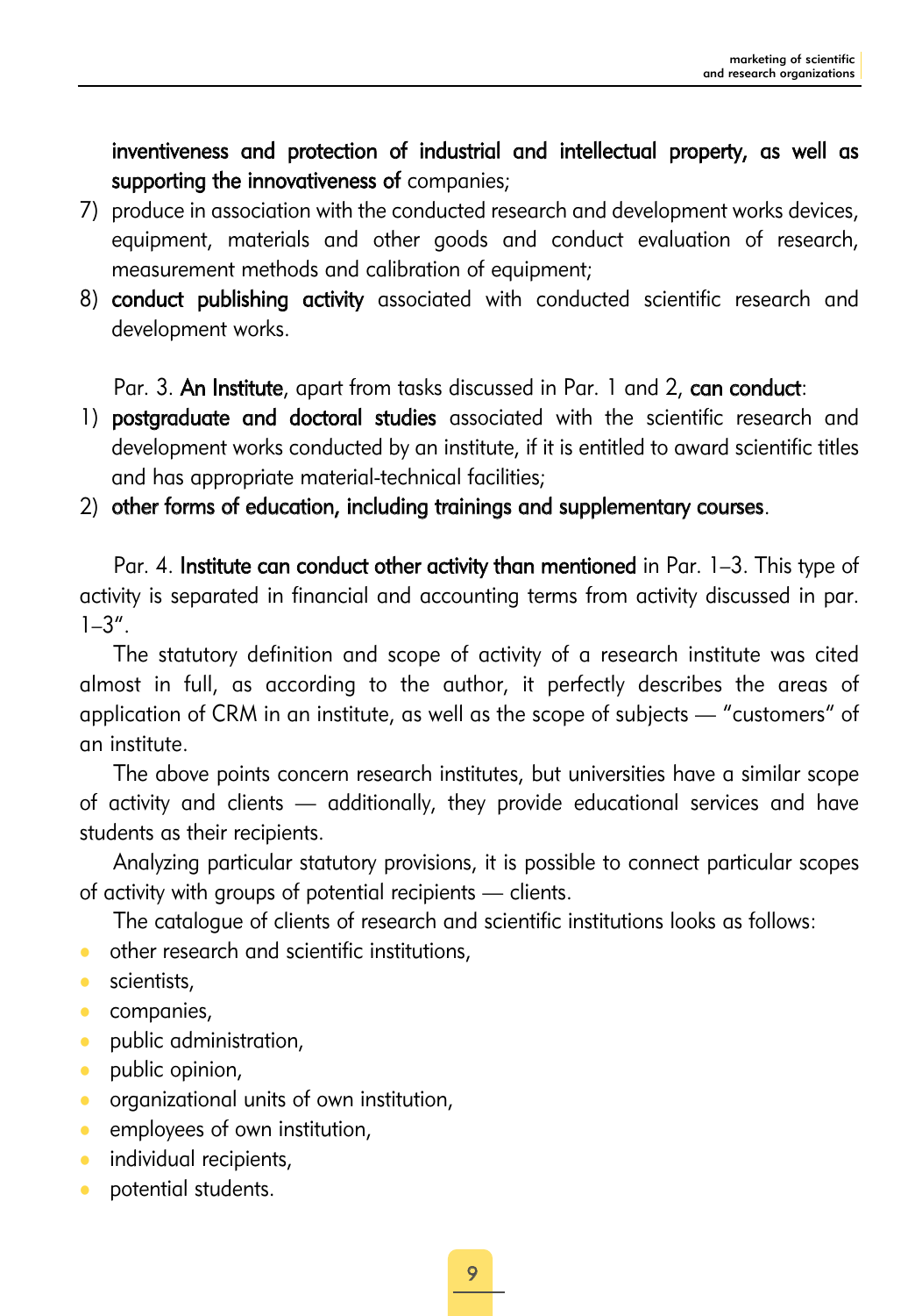**inventiveness and protection of industrial and intellectual property, as well as supporting the innovativeness of** companies;

7) produce in association with the conducted research and development works devices, equipment, materials and other goods and conduct evaluation of research, measurement methods and calibration of equipment;
8) **conduct publishing activity** associated with conducted scientific research and development works.

Par. 3. **An Institute**, apart from tasks discussed in Par. 1 and 2, **can conduct**:

1) **postgraduate and doctoral studies** associated with the scientific research and development works conducted by an institute, if it is entitled to award scientific titles and has appropriate material-technical facilities;
2) **other forms of education, including trainings and supplementary courses**.

Par. 4. **Institute can conduct other activity than mentioned** in Par. 1–3. This type of activity is separated in financial and accounting terms from activity discussed in par. 1–3".

The statutory definition and scope of activity of a research institute was cited almost in full, as according to the author, it perfectly describes the areas of application of CRM in an institute, as well the scope of subjects — "customers" of an institute.

The above points concern research institutes, but universities have a similar scope of activity and clients — additionally, they provide educational services and have students as their recipients.

Analyzing particular statutory provisions, it is possible to connect particular scopes of activity with groups of potential recipients — clients.

The catalogue of clients of research and scientific institutions looks as follows:

- other research and scientific institutions,
- scientists,
- companies,
- public administration,
- public opinion,
- organizational units of own institution,
- employees of own institution,
- individual recipients,
- potential students.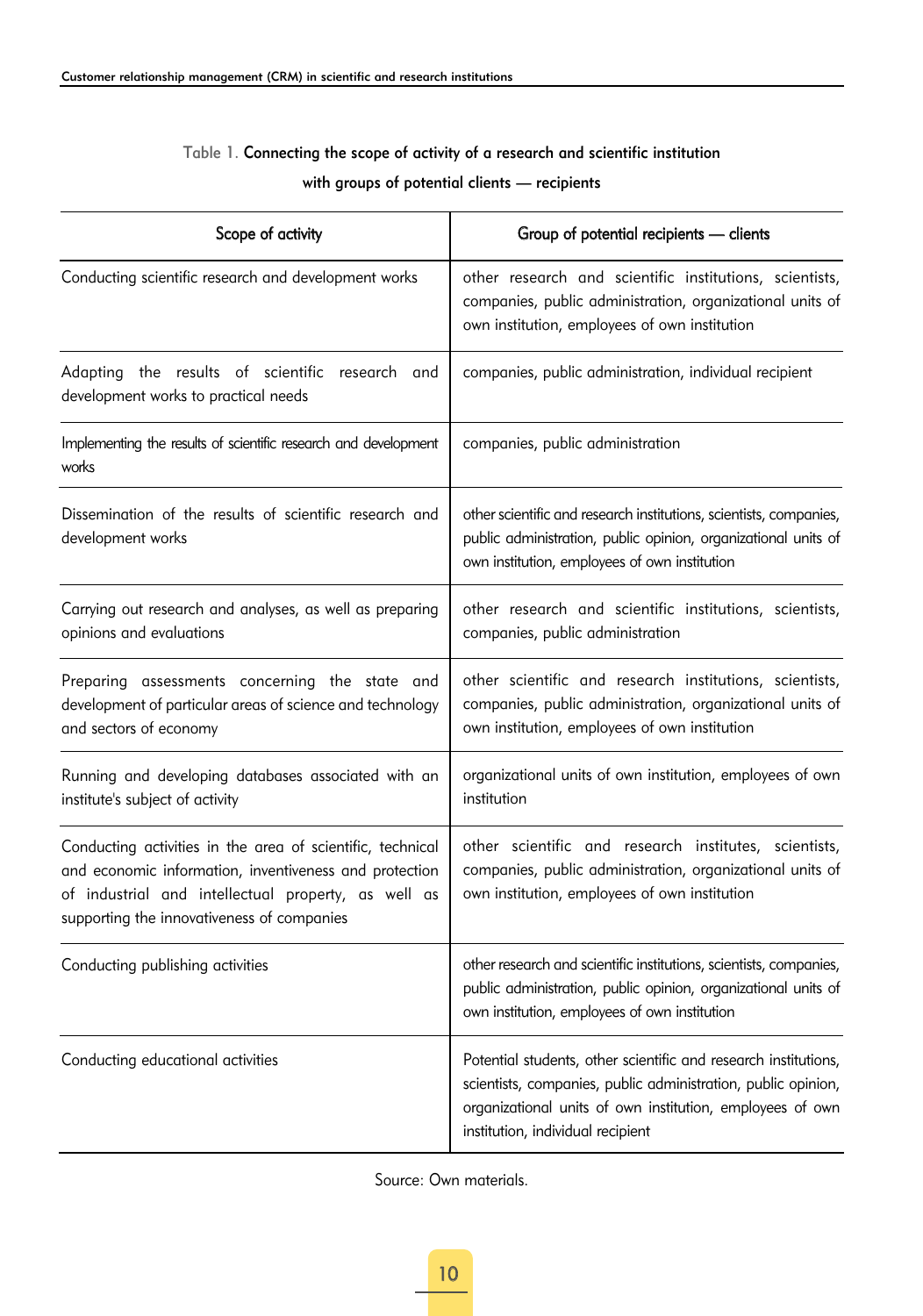Table 1. **Connecting the scope of activity of a research and scientific institution with groups of potential clients — recipients**

| Scope of activity | Group of potential recipients — clients |
|---|---|
| Conducting scientific research and development works | other research and scientific institutions, scientists, companies, public administration, organizational units of own institution, employees of own institution |
| Adapting the results of scientific research and development works to practical needs | companies, public administration, individual recipient |
| Implementing the results of scientific research and development works | companies, public administration |
| Dissemination of the results of scientific research and development works | other scientific and research institutions, scientists, companies, public administration, public opinion, organizational units of own institution, employees of own institution |
| Carrying out research and analyses, as well as preparing opinions and evaluations | other research and scientific institutions, scientists, companies, public administration |
| Preparing assessments concerning the state and development of particular areas of science and technology and sectors of economy | other scientific and research institutions, scientists, companies, public administration, organizational units of own institution, employees of own institution |
| Running and developing databases associated with an institute's subject of activity | organizational units of own institution, employees of own institution |
| Conducting activities in the area of scientific, technical and economic information, inventiveness and protection of industrial and intellectual property, as well as supporting the innovativeness of companies | other scientific and research institutes, scientists, companies, public administration, organizational units of own institution, employees of own institution |
| Conducting publishing activities | other research and scientific institutions, scientists, companies, public administration, public opinion, organizational units of own institution, employees of own institution |
| Conducting educational activities | Potential students, other scientific and research institutions, scientists, companies, public administration, public opinion, organizational units of own institution, employees of own institution, individual recipient |

Source: Own materials.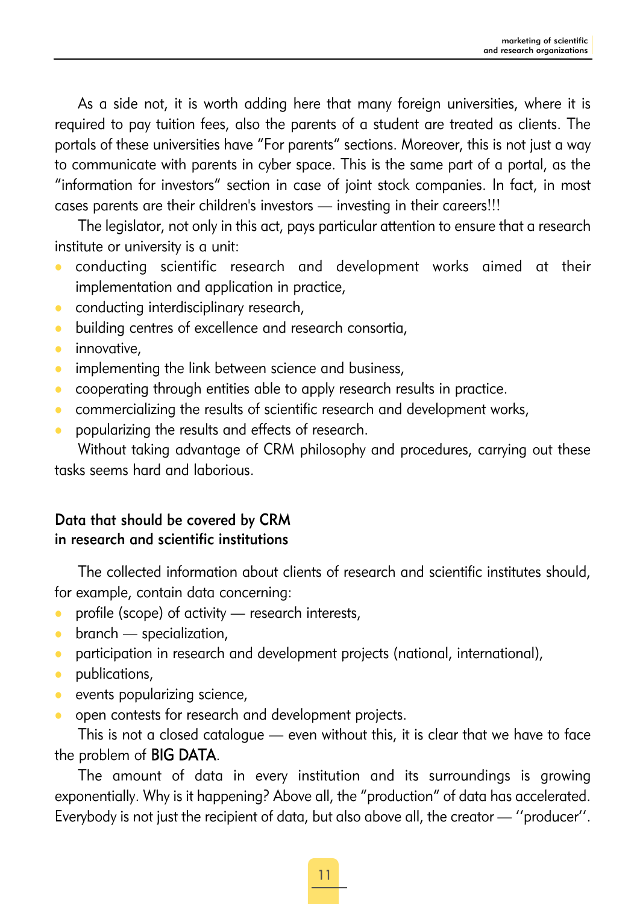As a side not, it is worth adding here that many foreign universities, where it is required to pay tuition fees, also the parents of a student are treated as clients. The portals of these universities have "For parents" sections. Moreover, this is not just a way to communicate with parents in cyber space. This is the same part of a portal, as the "information for investors" section in case of joint stock companies. In fact, in most cases parents are their children's investors — investing in their careers!!!

The legislator, not only in this act, pays particular attention to ensure that a research institute or university is a unit:

- conducting scientific research and development works aimed at their implementation and application in practice,
- conducting interdisciplinary research,
- building centres of excellence and research consortia,
- innovative,
- implementing the link between science and business,
- cooperating through entities able to apply research results in practice.
- commercializing the results of scientific research and development works,
- popularizing the results and effects of research.

Without taking advantage of CRM philosophy and procedures, carrying out these tasks seems hard and laborious.

### Data that should be covered by CRM in research and scientific institutions

The collected information about clients of research and scientific institutes should, for example, contain data concerning:

- profile (scope) of activity — research interests,
- branch — specialization,
- participation in research and development projects (national, international),
- publications,
- events popularizing science,
- open contests for research and development projects.

This is not a closed catalogue — even without this, it is clear that we have to face the problem of BIG DATA.

The amount of data in every institution and its surroundings is growing exponentially. Why is it happening? Above all, the "production" of data has accelerated. Everybody is not just the recipient of data, but also above all, the creator — ''producer''.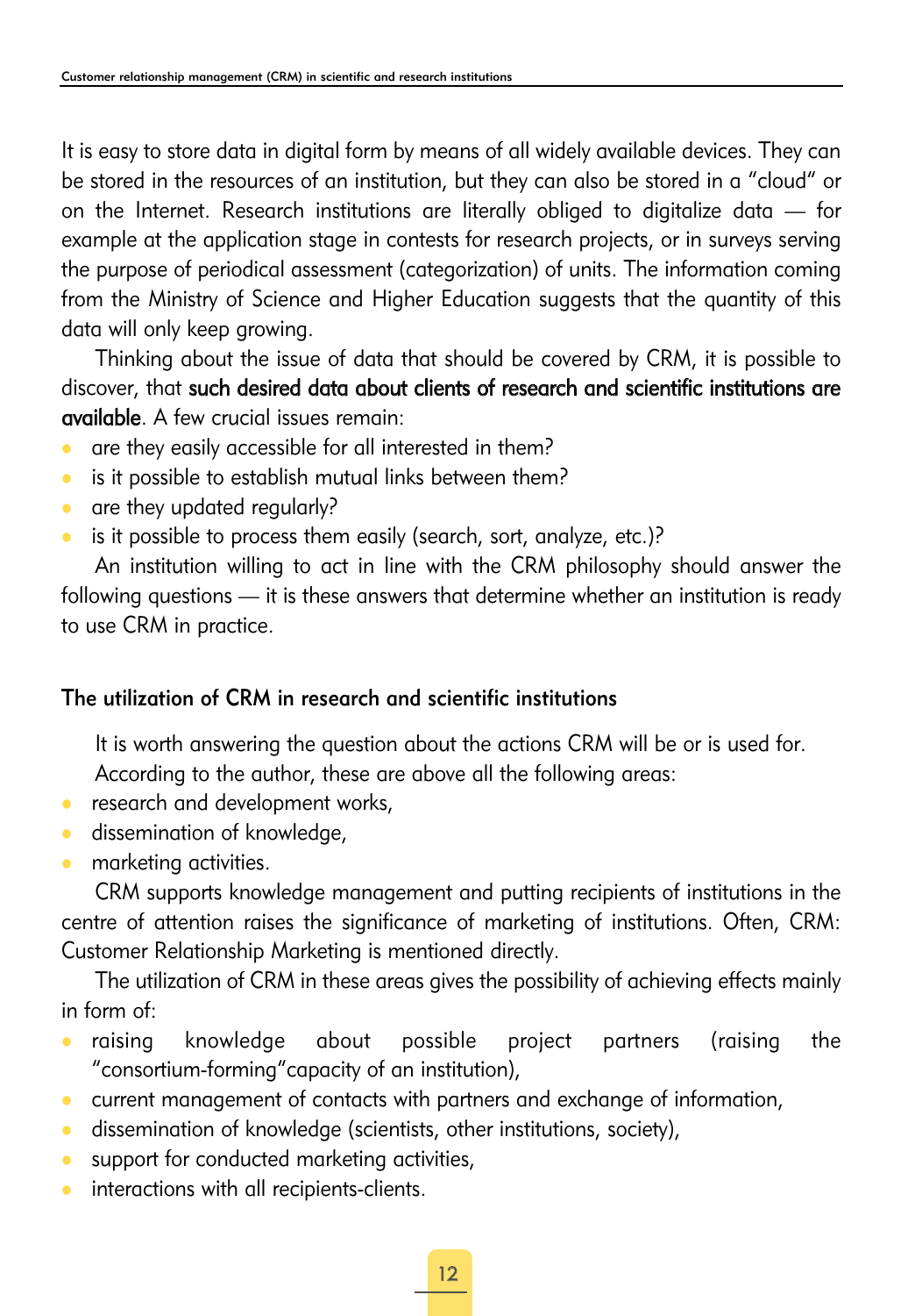It is easy to store data in digital form by means of all widely available devices. They can be stored in the resources of an institution, but they can also be stored in a "cloud" or on the Internet. Research institutions are literally obliged to digitalize data — for example at the application stage in contests for research projects, or in surveys serving the purpose of periodical assessment (categorization) of units. The information coming from the Ministry of Science and Higher Education suggests that the quantity of this data will only keep growing.

Thinking about the issue of data that should be covered by CRM, it is possible to discover, that **such desired data about clients of research and scientific institutions are available**. A few crucial issues remain:

- are they easily accessible for all interested in them?
- is it possible to establish mutual links between them?
- are they updated regularly?
- is it possible to process them easily (search, sort, analyze, etc.)?

An institution willing to act in line with the CRM philosophy should answer the following questions — it is these answers that determine whether an institution is ready to use CRM in practice.

### The utilization of CRM in research and scientific institutions

It is worth answering the question about the actions CRM will be or is used for.

According to the author, these are above all the following areas:

- research and development works,
- dissemination of knowledge,
- marketing activities.

CRM supports knowledge management and putting recipients of institutions in the centre of attention raises the significance of marketing of institutions. Often, CRM: Customer Relationship Marketing is mentioned directly.

The utilization of CRM in these areas gives the possibility of achieving effects mainly in form of:

- raising knowledge about possible project partners (raising the "consortium-forming"capacity of an institution),
- current management of contacts with partners and exchange of information,
- dissemination of knowledge (scientists, other institutions, society),
- support for conducted marketing activities,
- interactions with all recipients-clients.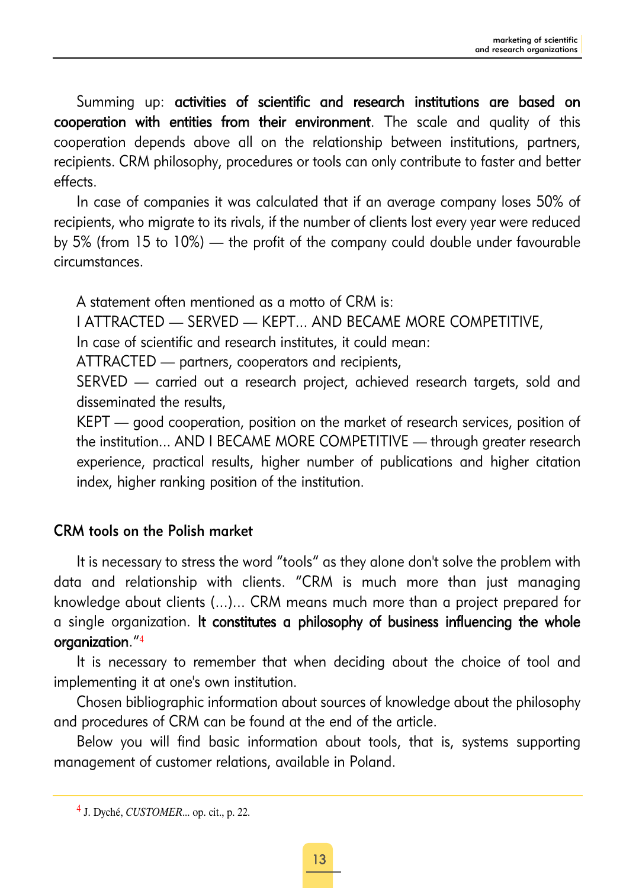Summing up: **activities of scientific and research institutions are based on cooperation with entities from their environment**. The scale and quality of this cooperation depends above all on the relationship between institutions, partners, recipients. CRM philosophy, procedures or tools can only contribute to faster and better effects.

In case of companies it was calculated that if an average company loses 50% of recipients, who migrate to its rivals, if the number of clients lost every year were reduced by 5% (from 15 to 10%) — the profit of the company could double under favourable circumstances.

A statement often mentioned as a motto of CRM is:

I ATTRACTED — SERVED — KEPT... AND BECAME MORE COMPETITIVE,

In case of scientific and research institutes, it could mean:

ATTRACTED — partners, cooperators and recipients,

SERVED — carried out a research project, achieved research targets, sold and disseminated the results,

KEPT — good cooperation, position on the market of research services, position of the institution... AND I BECAME MORE COMPETITIVE — through greater research experience, practical results, higher number of publications and higher citation index, higher ranking position of the institution.

## CRM tools on the Polish market

It is necessary to stress the word "tools" as they alone don't solve the problem with data and relationship with clients. "CRM is much more than just managing knowledge about clients (...)... CRM means much more than a project prepared for a single organization. **It constitutes a philosophy of business influencing the whole organization**."[4]

It is necessary to remember that when deciding about the choice of tool and implementing it at one's own institution.

Chosen bibliographic information about sources of knowledge about the philosophy and procedures of CRM can be found at the end of the article.

Below you will find basic information about tools, that is, systems supporting management of customer relations, available in Poland.

---

[4] J. Dyché, *CUSTOMER*... op. cit., p. 22.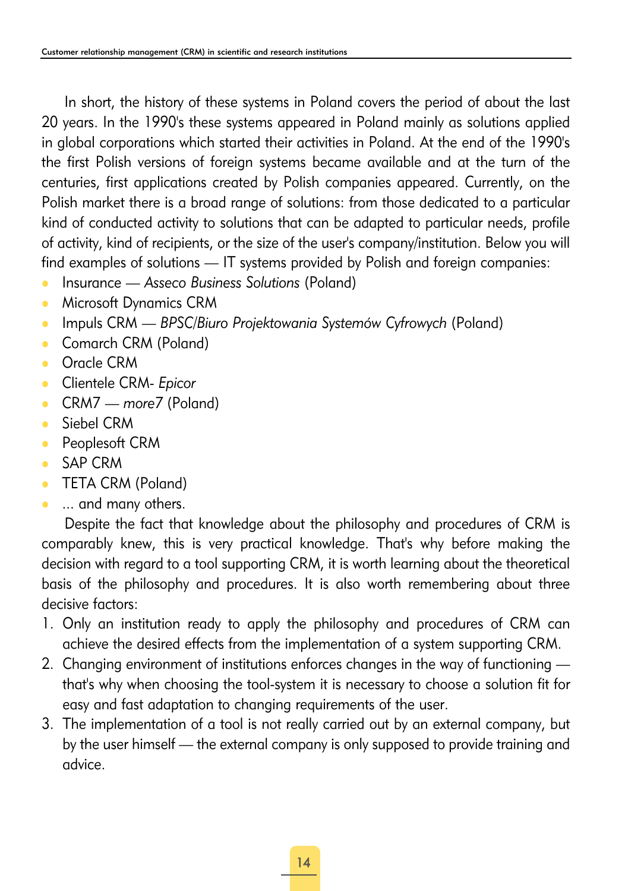In short, the history of these systems in Poland covers the period of about the last 20 years. In the 1990's these systems appeared in Poland mainly as solutions applied in global corporations which started their activities in Poland. At the end of the 1990's the first Polish versions of foreign systems became available and at the turn of the centuries, first applications created by Polish companies appeared. Currently, on the Polish market there is a broad range of solutions: from those dedicated to a particular kind of conducted activity to solutions that can be adapted to particular needs, profile of activity, kind of recipients, or the size of the user's company/institution. Below you will find examples of solutions — IT systems provided by Polish and foreign companies:

- Insurance — *Asseco Business Solutions* (Poland)
- Microsoft Dynamics CRM
- Impuls CRM — *BPSC/Biuro Projektowania Systemów Cyfrowych* (Poland)
- Comarch CRM (Poland)
- Oracle CRM
- Clientele CRM- *Epicor*
- CRM7 — *more7* (Poland)
- Siebel CRM
- Peoplesoft CRM
- SAP CRM
- TETA CRM (Poland)
- ... and many others.

Despite the fact that knowledge about the philosophy and procedures of CRM is comparably knew, this is very practical knowledge. That's why before making the decision with regard to a tool supporting CRM, it is worth learning about the theoretical basis of the philosophy and procedures. It is also worth remembering about three decisive factors:

1. Only an institution ready to apply the philosophy and procedures of CRM can achieve the desired effects from the implementation of a system supporting CRM.
2. Changing environment of institutions enforces changes in the way of functioning — that's why when choosing the tool-system it is necessary to choose a solution fit for easy and fast adaptation to changing requirements of the user.
3. The implementation of a tool is not really carried out by an external company, but by the user himself — the external company is only supposed to provide training and advice.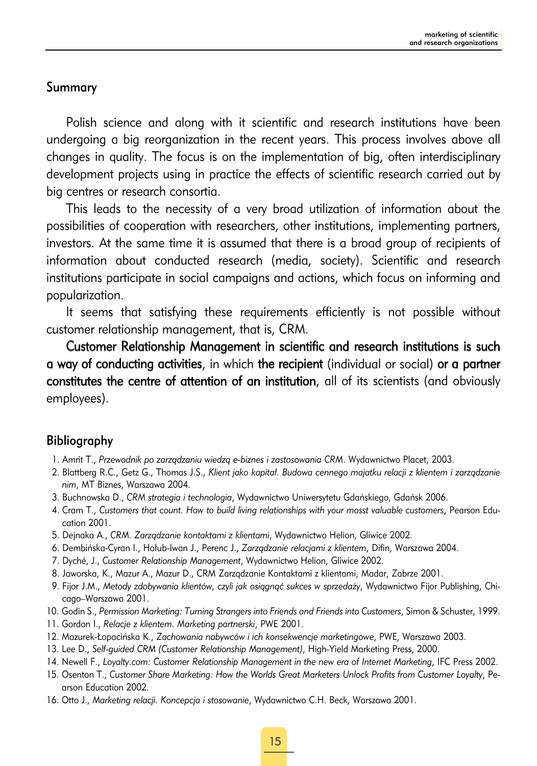## Summary

Polish science and along with it scientific and research institutions have been undergoing a big reorganization in the recent years. This process involves above all changes in quality. The focus is on the implementation of big, often interdisciplinary development projects using in practice the effects of scientific research carried out by big centres or research consortia.

This leads to the necessity of a very broad utilization of information about the possibilities of cooperation with researchers, other institutions, implementing partners, investors. At the same time it is assumed that there is a broad group of recipients of information about conducted research (media, society). Scientific and research institutions participate in social campaigns and actions, which focus on informing and popularization.

It seems that satisfying these requirements efficiently is not possible without customer relationship management, that is, CRM.

**Customer Relationship Management in scientific and research institutions is such a way of conducting activities**, in which **the recipient** (individual or social) **or a partner constitutes the centre of attention of an institution**, all of its scientists (and obviously employees).

## Bibliography

1. Amrit T., *Przewodnik po zarządzaniu wiedzą e-biznes i zastosowania CRM*. Wydawnictwo Placet, 2003.
2. Blattberg R.C., Getz G., Thomas J.S., *Klient jako kapitał. Budowa cennego majątku relacji z klientem i zarządzanie nim*, MT Biznes, Warszawa 2004.
3. Buchnowska D., *CRM strategia i technologia*, Wydawnictwo Uniwersytetu Gdańskiego, Gdańsk 2006.
4. Cram T., *Customers that count. How to build living relationships with your mosst valuable customers*, Pearson Education 2001.
5. Dejnaka A., *CRM. Zarządzanie kontaktami z klientami*, Wydawnictwo Helion, Gliwice 2002.
6. Dembińska-Cyran I., Hołub-Iwan J., Perenc J., *Zarządzanie relacjami z klientem*, Difin, Warszawa 2004.
7. Dyché, J., *Customer Relationship Management*, Wydawnictwo Helion, Gliwice 2002.
8. Jaworska, K., Mazur A., Mazur D., CRM Zarządzanie Kontaktami z klientami, Madar, Zabrze 2001.
9. Fijor J.M., *Metody zdobywania klientów, czyli jak osiągnąć sukces w sprzedaży*, Wydawnictwo Fijor Publishing, Chicago–Warszawa 2001.
10. Godin S., *Permission Marketing: Turning Strangers into Friends and Friends into Customers*, Simon & Schuster, 1999.
11. Gordon I., *Relacje z klientem. Marketing partnerski*, PWE 2001.
12. Mazurek-Łopacińska K., *Zachowania nabywców i ich konsekwencje marketingowe*, PWE, Warszawa 2003.
13. Lee D., *Self-guided CRM (Customer Relationship Management)*, High-Yield Marketing Press, 2000.
14. Newell F., *Loyalty.com: Customer Relationship Management in the new era of Internet Marketing*, IFC Press 2002.
15. Osenton T., *Customer Share Marketing: How the Worlds Great Marketers Unlock Profits from Customer Loyalty*, Pearson Education 2002.
16. Otto J., *Marketing relacji. Koncepcja i stosowanie*, Wydawnictwo C.H. Beck, Warszawa 2001.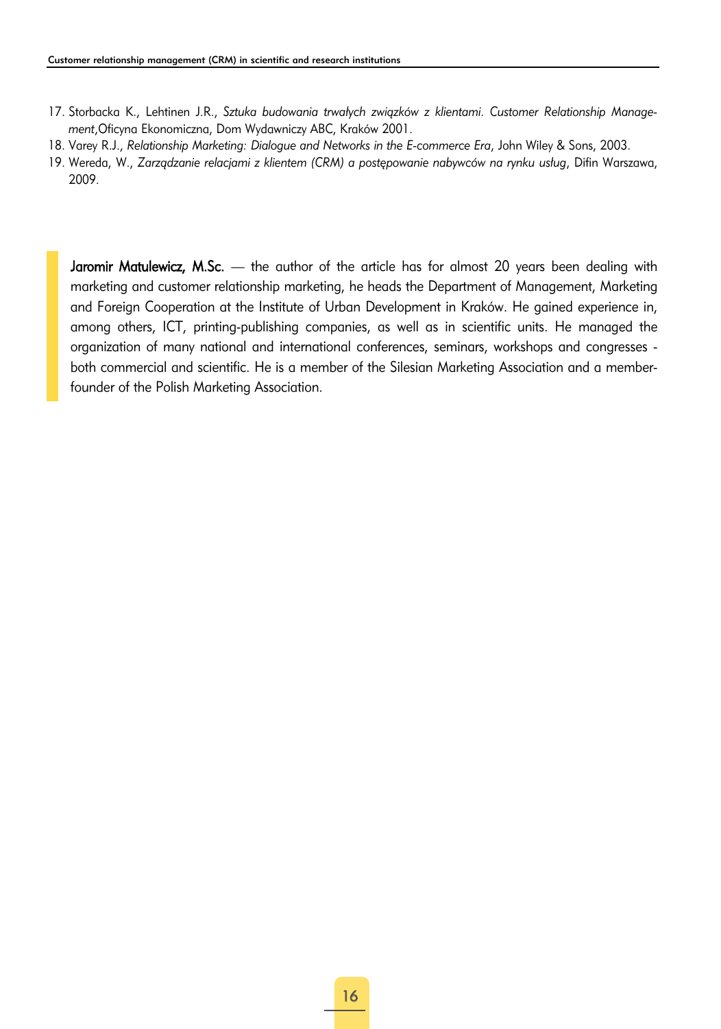17. Storbacka K., Lehtinen J.R., *Sztuka budowania trwałych związków z klientami. Customer Relationship Management*,Oficyna Ekonomiczna, Dom Wydawniczy ABC, Kraków 2001.
18. Varey R.J., *Relationship Marketing: Dialogue and Networks in the E-commerce Era*, John Wiley & Sons, 2003.
19. Wereda, W., *Zarządzanie relacjami z klientem (CRM) a postępowanie nabywców na rynku usług*, Difin Warszawa, 2009.

**Jaromir Matulewicz, M.Sc.** — the author of the article has for almost 20 years been dealing with marketing and customer relationship marketing, he heads the Department of Management, Marketing and Foreign Cooperation at the Institute of Urban Development in Kraków. He gained experience in, among others, ICT, printing-publishing companies, as well as in scientific units. He managed the organization of many national and international conferences, seminars, workshops and congresses - both commercial and scientific. He is a member of the Silesian Marketing Association and a member-founder of the Polish Marketing Association.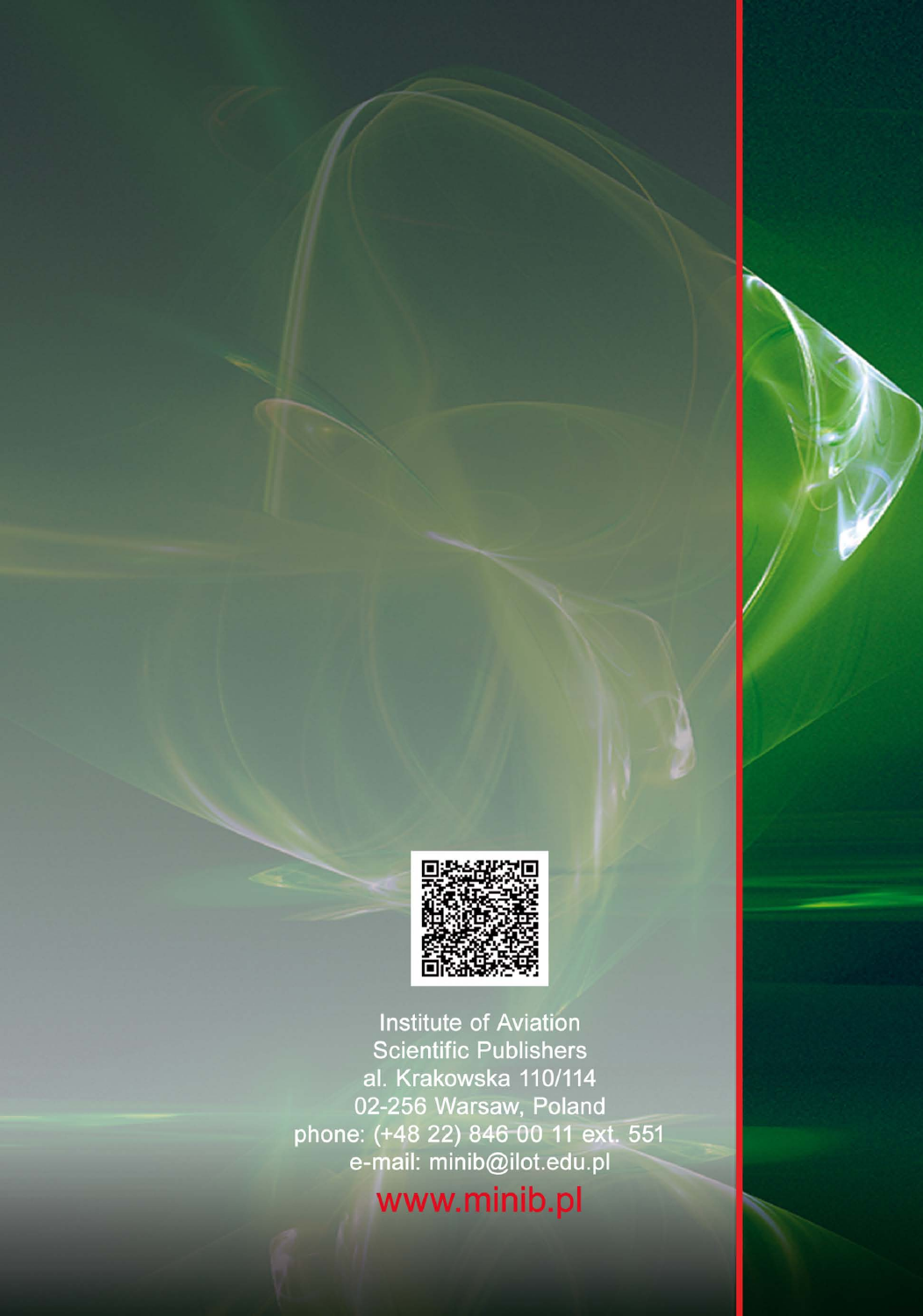Institute of Aviation
Scientific Publishers
al. Krakowska 110/114
02-256 Warsaw, Poland
phone: (+48 22) 846 00 11 ext. 551
e-mail: minib@ilot.edu.pl

www.minib.pl